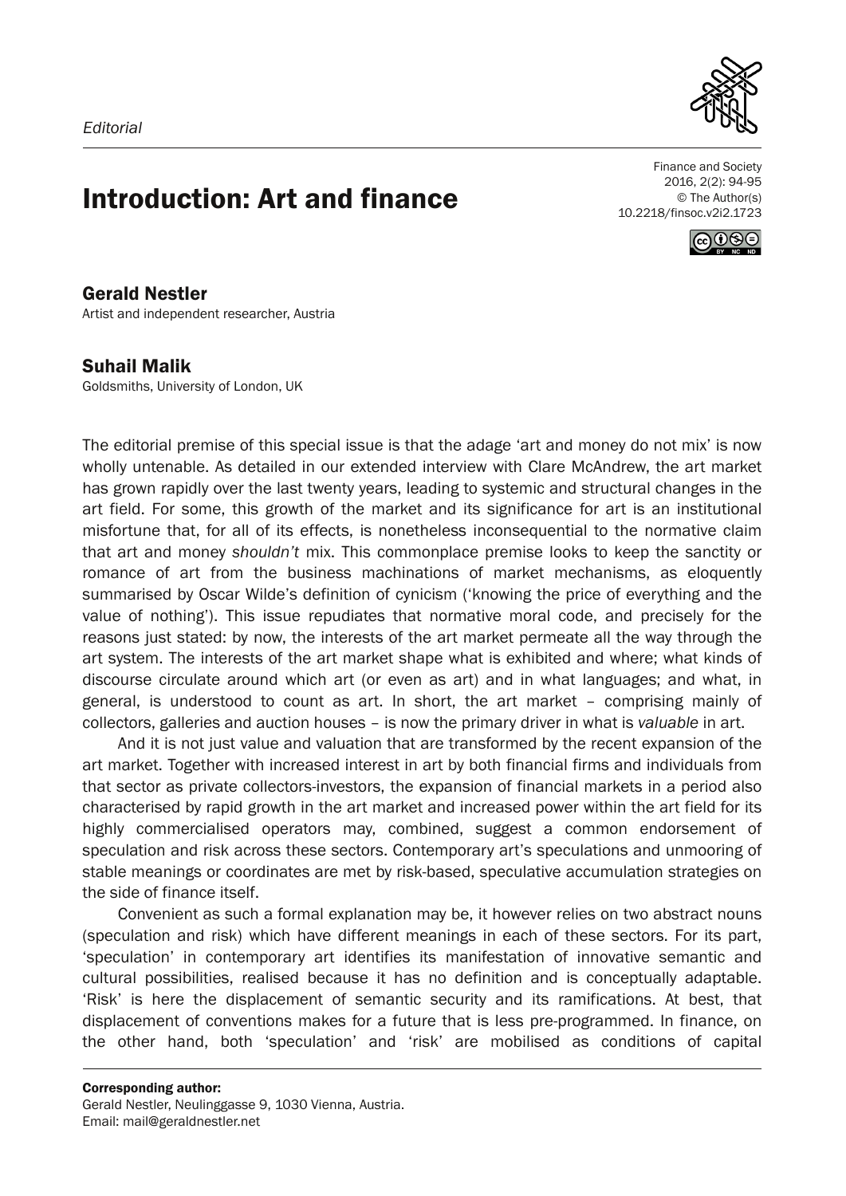*Editorial*

# Introduction: Art and finance

Finance and Society
2016, 2(2): 94-95
© The Author(s)
10.2218/finsoc.v2i2.1723

## Gerald Nestler

Artist and independent researcher, Austria

## Suhail Malik

Goldsmiths, University of London, UK

The editorial premise of this special issue is that the adage 'art and money do not mix' is now wholly untenable. As detailed in our extended interview with Clare McAndrew, the art market has grown rapidly over the last twenty years, leading to systemic and structural changes in the art field. For some, this growth of the market and its significance for art is an institutional misfortune that, for all of its effects, is nonetheless inconsequential to the normative claim that art and money *shouldn't* mix. This commonplace premise looks to keep the sanctity or romance of art from the business machinations of market mechanisms, as eloquently summarised by Oscar Wilde's definition of cynicism ('knowing the price of everything and the value of nothing'). This issue repudiates that normative moral code, and precisely for the reasons just stated: by now, the interests of the art market permeate all the way through the art system. The interests of the art market shape what is exhibited and where; what kinds of discourse circulate around which art (or even as art) and in what languages; and what, in general, is understood to count as art. In short, the art market – comprising mainly of collectors, galleries and auction houses – is now the primary driver in what is *valuable* in art.

And it is not just value and valuation that are transformed by the recent expansion of the art market. Together with increased interest in art by both financial firms and individuals from that sector as private collectors-investors, the expansion of financial markets in a period also characterised by rapid growth in the art market and increased power within the art field for its highly commercialised operators may, combined, suggest a common endorsement of speculation and risk across these sectors. Contemporary art's speculations and unmooring of stable meanings or coordinates are met by risk-based, speculative accumulation strategies on the side of finance itself.

Convenient as such a formal explanation may be, it however relies on two abstract nouns (speculation and risk) which have different meanings in each of these sectors. For its part, 'speculation' in contemporary art identifies its manifestation of innovative semantic and cultural possibilities, realised because it has no definition and is conceptually adaptable. 'Risk' is here the displacement of semantic security and its ramifications. At best, that displacement of conventions makes for a future that is less pre-programmed. In finance, on the other hand, both 'speculation' and 'risk' are mobilised as conditions of capital

**Corresponding author:**
Gerald Nestler, Neulinggasse 9, 1030 Vienna, Austria.
Email: mail@geraldnestler.net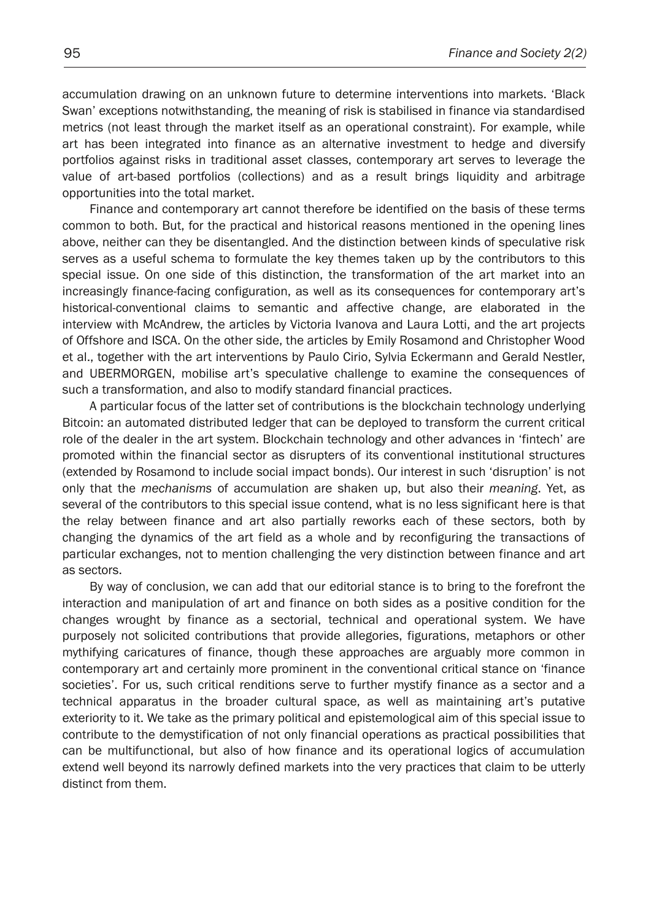accumulation drawing on an unknown future to determine interventions into markets. 'Black Swan' exceptions notwithstanding, the meaning of risk is stabilised in finance via standardised metrics (not least through the market itself as an operational constraint). For example, while art has been integrated into finance as an alternative investment to hedge and diversify portfolios against risks in traditional asset classes, contemporary art serves to leverage the value of art-based portfolios (collections) and as a result brings liquidity and arbitrage opportunities into the total market.

Finance and contemporary art cannot therefore be identified on the basis of these terms common to both. But, for the practical and historical reasons mentioned in the opening lines above, neither can they be disentangled. And the distinction between kinds of speculative risk serves as a useful schema to formulate the key themes taken up by the contributors to this special issue. On one side of this distinction, the transformation of the art market into an increasingly finance-facing configuration, as well as its consequences for contemporary art's historical-conventional claims to semantic and affective change, are elaborated in the interview with McAndrew, the articles by Victoria Ivanova and Laura Lotti, and the art projects of Offshore and ISCA. On the other side, the articles by Emily Rosamond and Christopher Wood et al., together with the art interventions by Paulo Cirio, Sylvia Eckermann and Gerald Nestler, and UBERMORGEN, mobilise art's speculative challenge to examine the consequences of such a transformation, and also to modify standard financial practices.

A particular focus of the latter set of contributions is the blockchain technology underlying Bitcoin: an automated distributed ledger that can be deployed to transform the current critical role of the dealer in the art system. Blockchain technology and other advances in 'fintech' are promoted within the financial sector as disrupters of its conventional institutional structures (extended by Rosamond to include social impact bonds). Our interest in such 'disruption' is not only that the *mechanisms* of accumulation are shaken up, but also their *meaning*. Yet, as several of the contributors to this special issue contend, what is no less significant here is that the relay between finance and art also partially reworks each of these sectors, both by changing the dynamics of the art field as a whole and by reconfiguring the transactions of particular exchanges, not to mention challenging the very distinction between finance and art as sectors.

By way of conclusion, we can add that our editorial stance is to bring to the forefront the interaction and manipulation of art and finance on both sides as a positive condition for the changes wrought by finance as a sectorial, technical and operational system. We have purposely not solicited contributions that provide allegories, figurations, metaphors or other mythifying caricatures of finance, though these approaches are arguably more common in contemporary art and certainly more prominent in the conventional critical stance on 'finance societies'. For us, such critical renditions serve to further mystify finance as a sector and a technical apparatus in the broader cultural space, as well as maintaining art's putative exteriority to it. We take as the primary political and epistemological aim of this special issue to contribute to the demystification of not only financial operations as practical possibilities that can be multifunctional, but also of how finance and its operational logics of accumulation extend well beyond its narrowly defined markets into the very practices that claim to be utterly distinct from them.